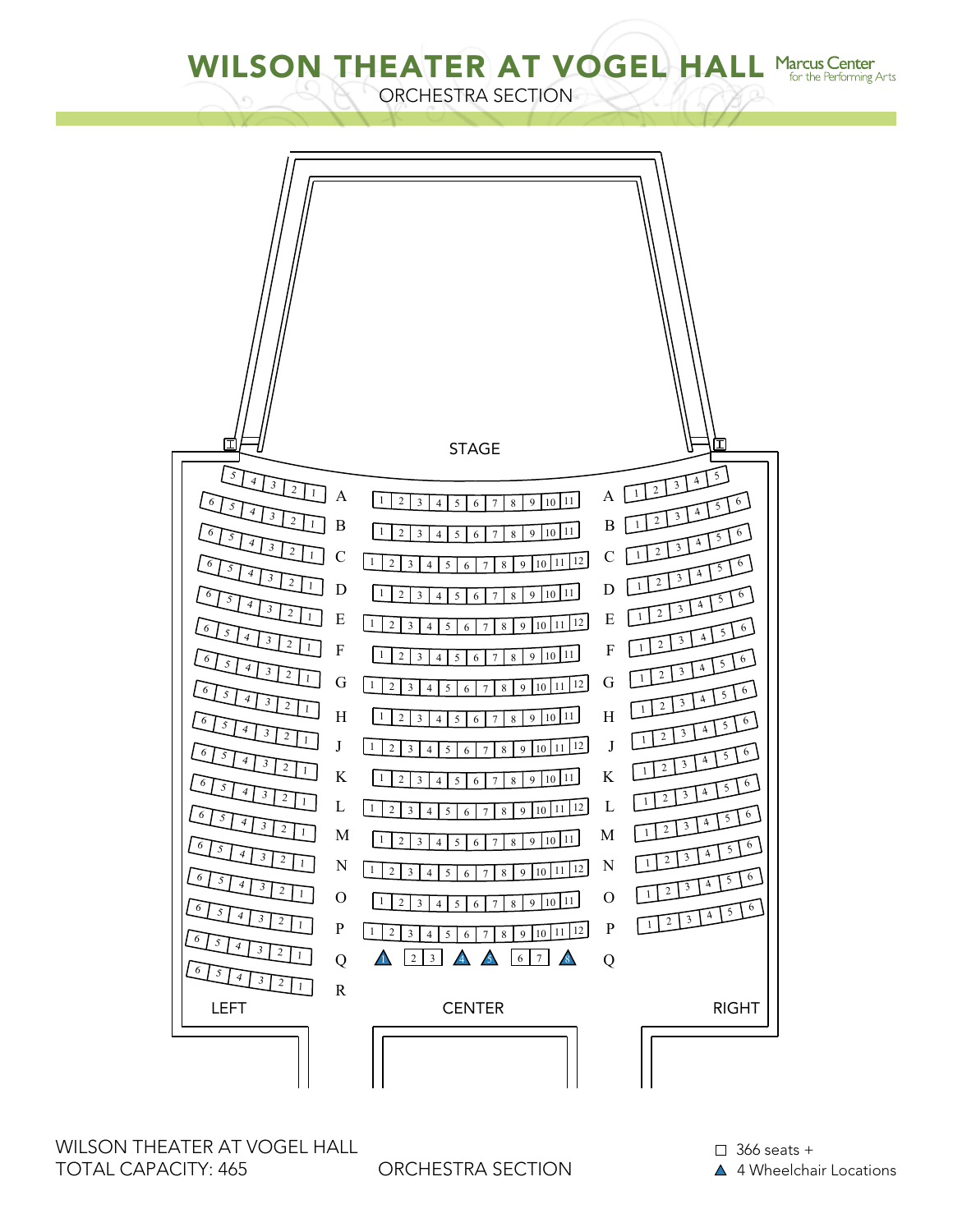# WILSON THEATER AT VOGEL HALL

Marcus Center for the Performing Arts

ORCHESTRA SECTION

STAGE

LEFT | CENTER | RIGHT

WILSON THEATER AT VOGEL HALL
TOTAL CAPACITY: 465

ORCHESTRA SECTION

□ 366 seats +
▲ 4 Wheelchair Locations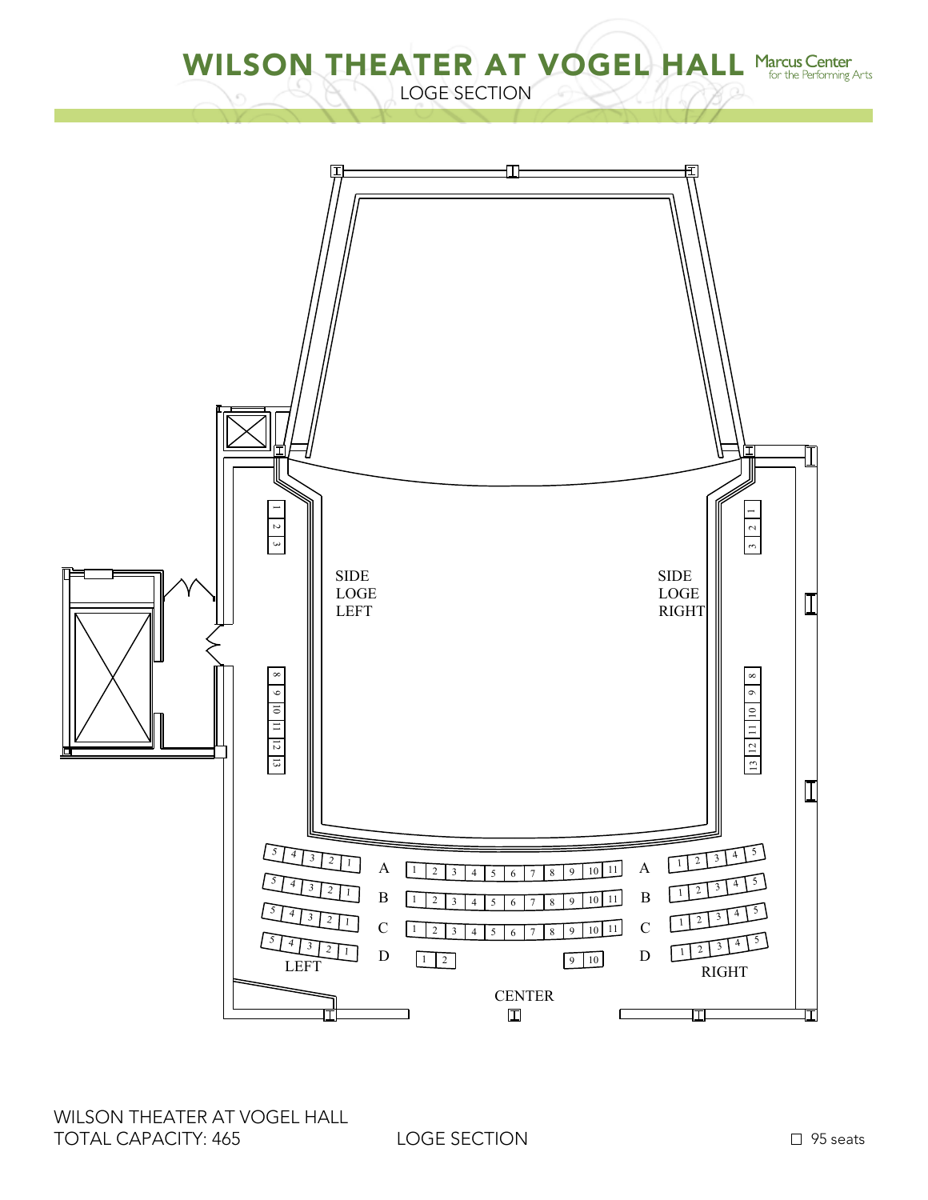# WILSON THEATER AT VOGEL HALL

LOGE SECTION

Marcus Center for the Performing Arts

SIDE LOGE LEFT

1 2 3

8 9 10 11 12 13

SIDE LOGE RIGHT

1 2 3

8 9 10 11 12 13

LEFT

A 5 4 3 2 1
B 5 4 3 2 1
C 5 4 3 2 1
D 5 4 3 2 1

CENTER

A 1 2 3 4 5 6 7 8 9 10 11
B 1 2 3 4 5 6 7 8 9 10 11
C 1 2 3 4 5 6 7 8 9 10 11
D 1 2 9 10

RIGHT

A 1 2 3 4 5
B 1 2 3 4 5
C 1 2 3 4 5
D 1 2 3 4 5

WILSON THEATER AT VOGEL HALL
TOTAL CAPACITY: 465

LOGE SECTION

☐ 95 seats